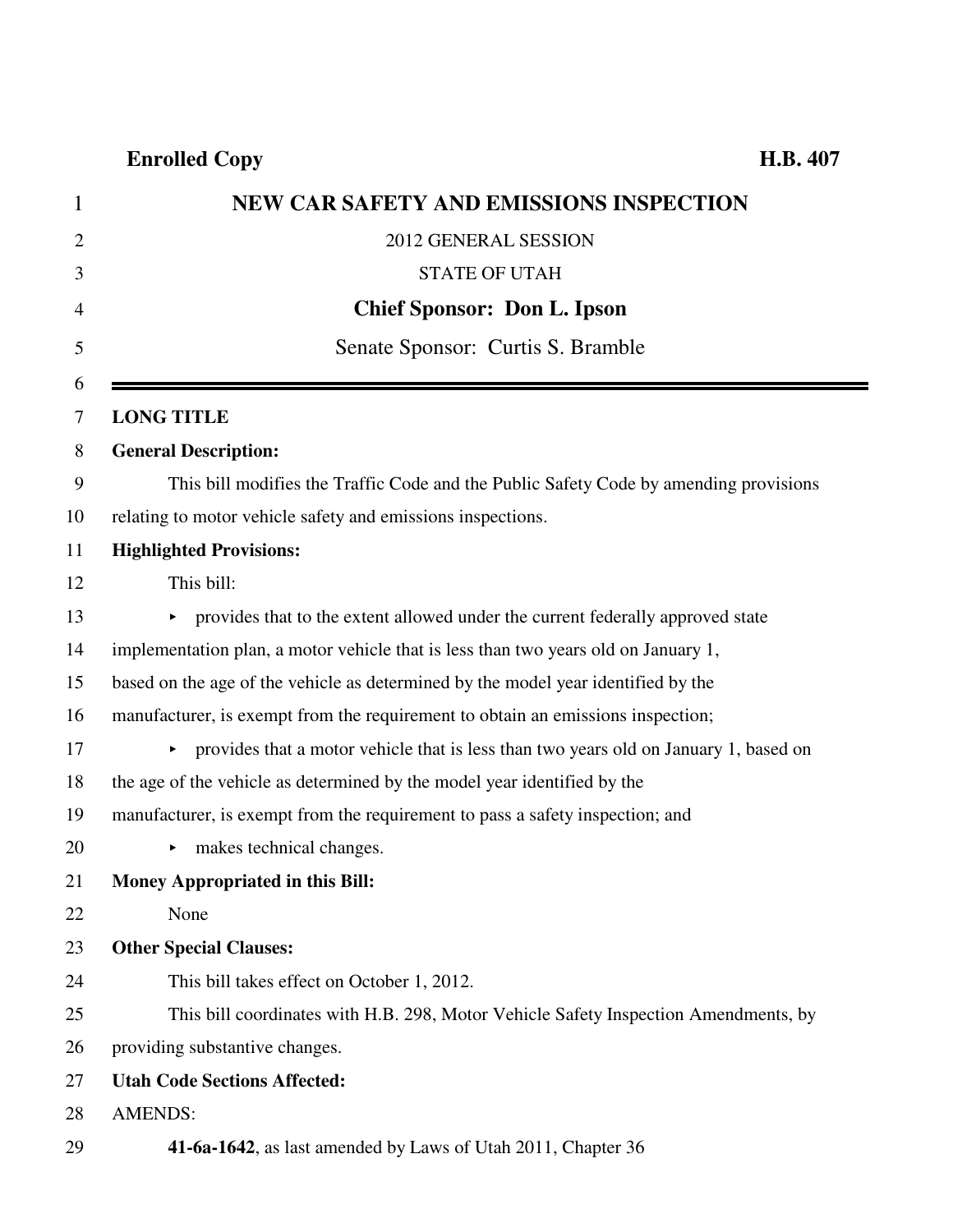**Enrolled Copy** **H.B. 407**

# NEW CAR SAFETY AND EMISSIONS INSPECTION

2012 GENERAL SESSION

STATE OF UTAH

**Chief Sponsor: Don L. Ipson**

Senate Sponsor: Curtis S. Bramble

---

**LONG TITLE**

**General Description:**

This bill modifies the Traffic Code and the Public Safety Code by amending provisions relating to motor vehicle safety and emissions inspections.

**Highlighted Provisions:**

This bill:

- provides that to the extent allowed under the current federally approved state implementation plan, a motor vehicle that is less than two years old on January 1, based on the age of the vehicle as determined by the model year identified by the manufacturer, is exempt from the requirement to obtain an emissions inspection;
- provides that a motor vehicle that is less than two years old on January 1, based on the age of the vehicle as determined by the model year identified by the manufacturer, is exempt from the requirement to pass a safety inspection; and
- makes technical changes.

**Money Appropriated in this Bill:**

None

**Other Special Clauses:**

This bill takes effect on October 1, 2012.

This bill coordinates with H.B. 298, Motor Vehicle Safety Inspection Amendments, by providing substantive changes.

**Utah Code Sections Affected:**

AMENDS:

**41-6a-1642**, as last amended by Laws of Utah 2011, Chapter 36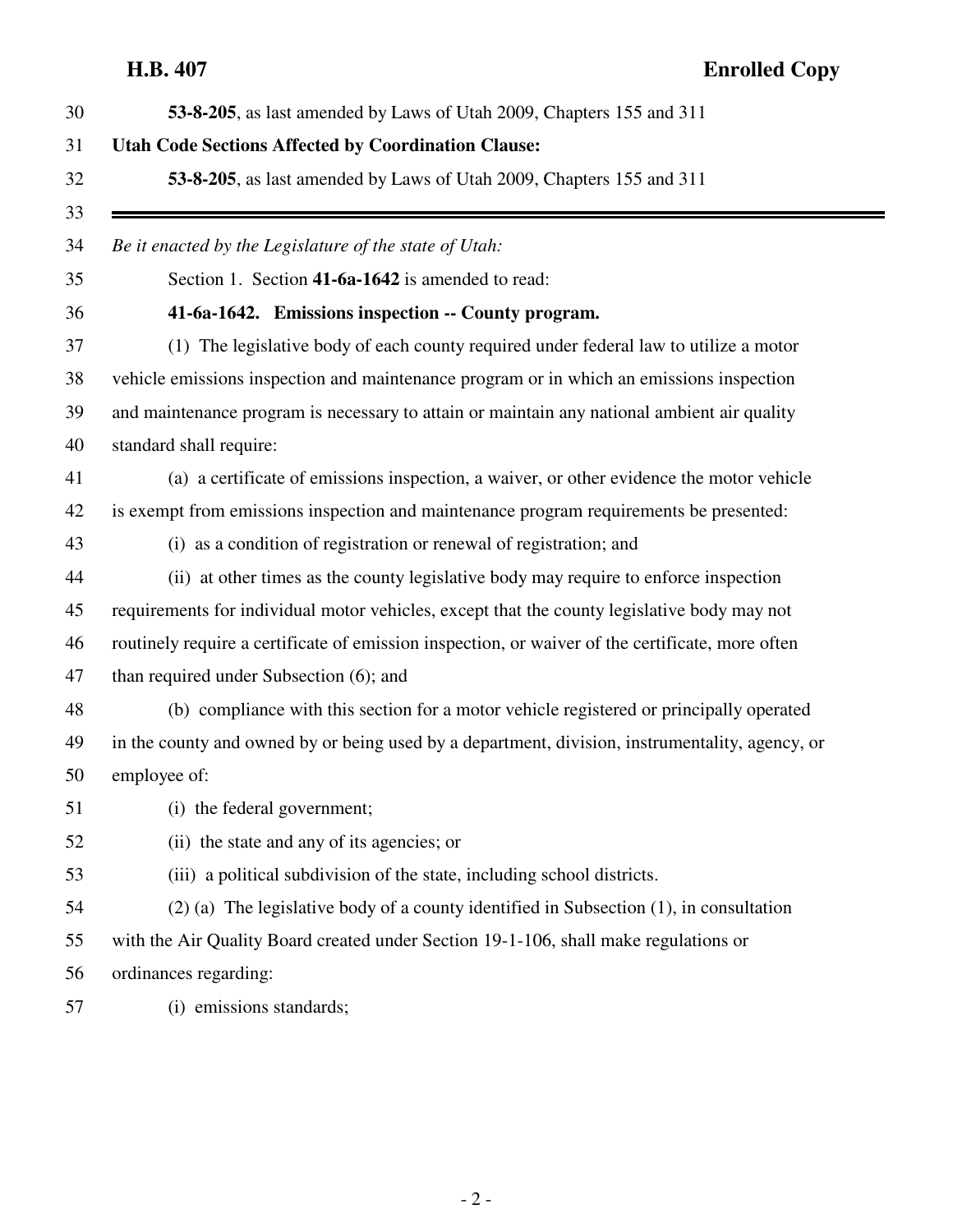**53-8-205**, as last amended by Laws of Utah 2009, Chapters 155 and 311

**Utah Code Sections Affected by Coordination Clause:**

**53-8-205**, as last amended by Laws of Utah 2009, Chapters 155 and 311

---

*Be it enacted by the Legislature of the state of Utah:*

Section 1. Section **41-6a-1642** is amended to read:

**41-6a-1642. Emissions inspection -- County program.**

(1) The legislative body of each county required under federal law to utilize a motor vehicle emissions inspection and maintenance program or in which an emissions inspection and maintenance program is necessary to attain or maintain any national ambient air quality standard shall require:

(a) a certificate of emissions inspection, a waiver, or other evidence the motor vehicle is exempt from emissions inspection and maintenance program requirements be presented:

(i) as a condition of registration or renewal of registration; and

(ii) at other times as the county legislative body may require to enforce inspection requirements for individual motor vehicles, except that the county legislative body may not routinely require a certificate of emission inspection, or waiver of the certificate, more often than required under Subsection (6); and

(b) compliance with this section for a motor vehicle registered or principally operated in the county and owned by or being used by a department, division, instrumentality, agency, or employee of:

(i) the federal government;

(ii) the state and any of its agencies; or

(iii) a political subdivision of the state, including school districts.

(2) (a) The legislative body of a county identified in Subsection (1), in consultation with the Air Quality Board created under Section 19-1-106, shall make regulations or ordinances regarding:

(i) emissions standards;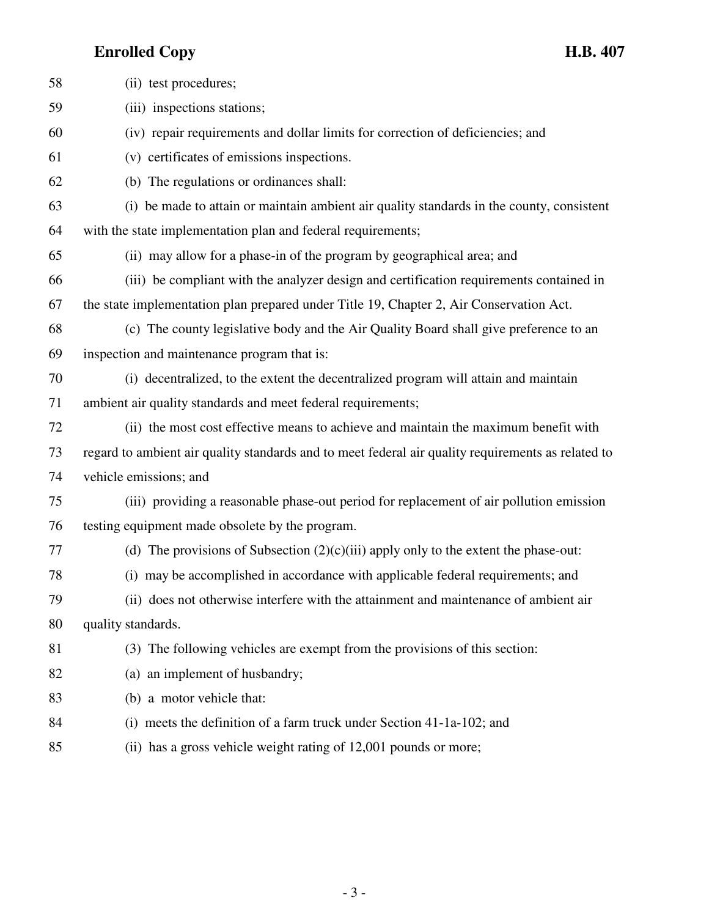(ii) test procedures;

(iii) inspections stations;

(iv) repair requirements and dollar limits for correction of deficiencies; and

(v) certificates of emissions inspections.

(b) The regulations or ordinances shall:

(i) be made to attain or maintain ambient air quality standards in the county, consistent with the state implementation plan and federal requirements;

(ii) may allow for a phase-in of the program by geographical area; and

(iii) be compliant with the analyzer design and certification requirements contained in the state implementation plan prepared under Title 19, Chapter 2, Air Conservation Act.

(c) The county legislative body and the Air Quality Board shall give preference to an inspection and maintenance program that is:

(i) decentralized, to the extent the decentralized program will attain and maintain ambient air quality standards and meet federal requirements;

(ii) the most cost effective means to achieve and maintain the maximum benefit with regard to ambient air quality standards and to meet federal air quality requirements as related to vehicle emissions; and

(iii) providing a reasonable phase-out period for replacement of air pollution emission testing equipment made obsolete by the program.

(d) The provisions of Subsection (2)(c)(iii) apply only to the extent the phase-out:

(i) may be accomplished in accordance with applicable federal requirements; and

(ii) does not otherwise interfere with the attainment and maintenance of ambient air quality standards.

(3) The following vehicles are exempt from the provisions of this section:

(a) an implement of husbandry;

(b) a motor vehicle that:

(i) meets the definition of a farm truck under Section 41-1a-102; and

(ii) has a gross vehicle weight rating of 12,001 pounds or more;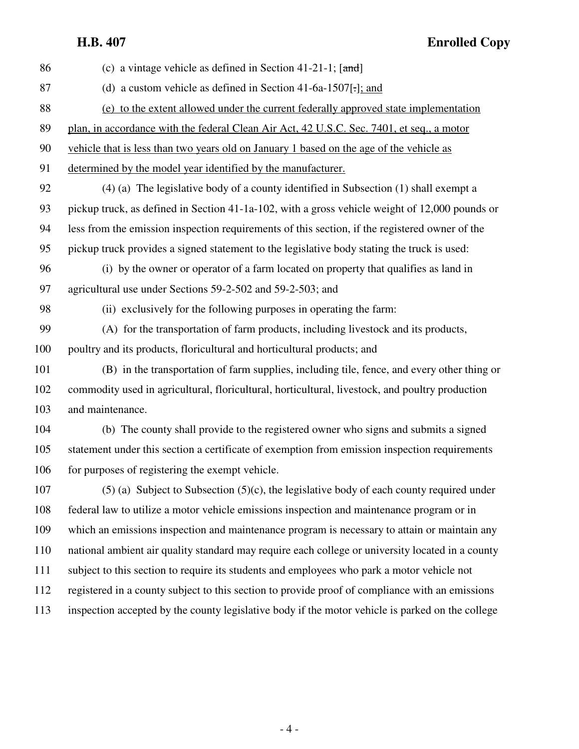86 (c) a vintage vehicle as defined in Section 41-21-1; [~~and~~]

87 (d) a custom vehicle as defined in Section 41-6a-1507[~~.~~]<u>; and</u>

88 <u>(e) to the extent allowed under the current federally approved state implementation</u>

89 <u>plan, in accordance with the federal Clean Air Act, 42 U.S.C. Sec. 7401, et seq., a motor</u>

90 <u>vehicle that is less than two years old on January 1 based on the age of the vehicle as</u>

91 <u>determined by the model year identified by the manufacturer.</u>

92 (4) (a) The legislative body of a county identified in Subsection (1) shall exempt a

93 pickup truck, as defined in Section 41-1a-102, with a gross vehicle weight of 12,000 pounds or

94 less from the emission inspection requirements of this section, if the registered owner of the

95 pickup truck provides a signed statement to the legislative body stating the truck is used:

96 (i) by the owner or operator of a farm located on property that qualifies as land in

97 agricultural use under Sections 59-2-502 and 59-2-503; and

98 (ii) exclusively for the following purposes in operating the farm:

99 (A) for the transportation of farm products, including livestock and its products,

100 poultry and its products, floricultural and horticultural products; and

101 (B) in the transportation of farm supplies, including tile, fence, and every other thing or

102 commodity used in agricultural, floricultural, horticultural, livestock, and poultry production

103 and maintenance.

104 (b) The county shall provide to the registered owner who signs and submits a signed

105 statement under this section a certificate of exemption from emission inspection requirements

106 for purposes of registering the exempt vehicle.

107 (5) (a) Subject to Subsection (5)(c), the legislative body of each county required under

108 federal law to utilize a motor vehicle emissions inspection and maintenance program or in

109 which an emissions inspection and maintenance program is necessary to attain or maintain any

110 national ambient air quality standard may require each college or university located in a county

111 subject to this section to require its students and employees who park a motor vehicle not

112 registered in a county subject to this section to provide proof of compliance with an emissions

113 inspection accepted by the county legislative body if the motor vehicle is parked on the college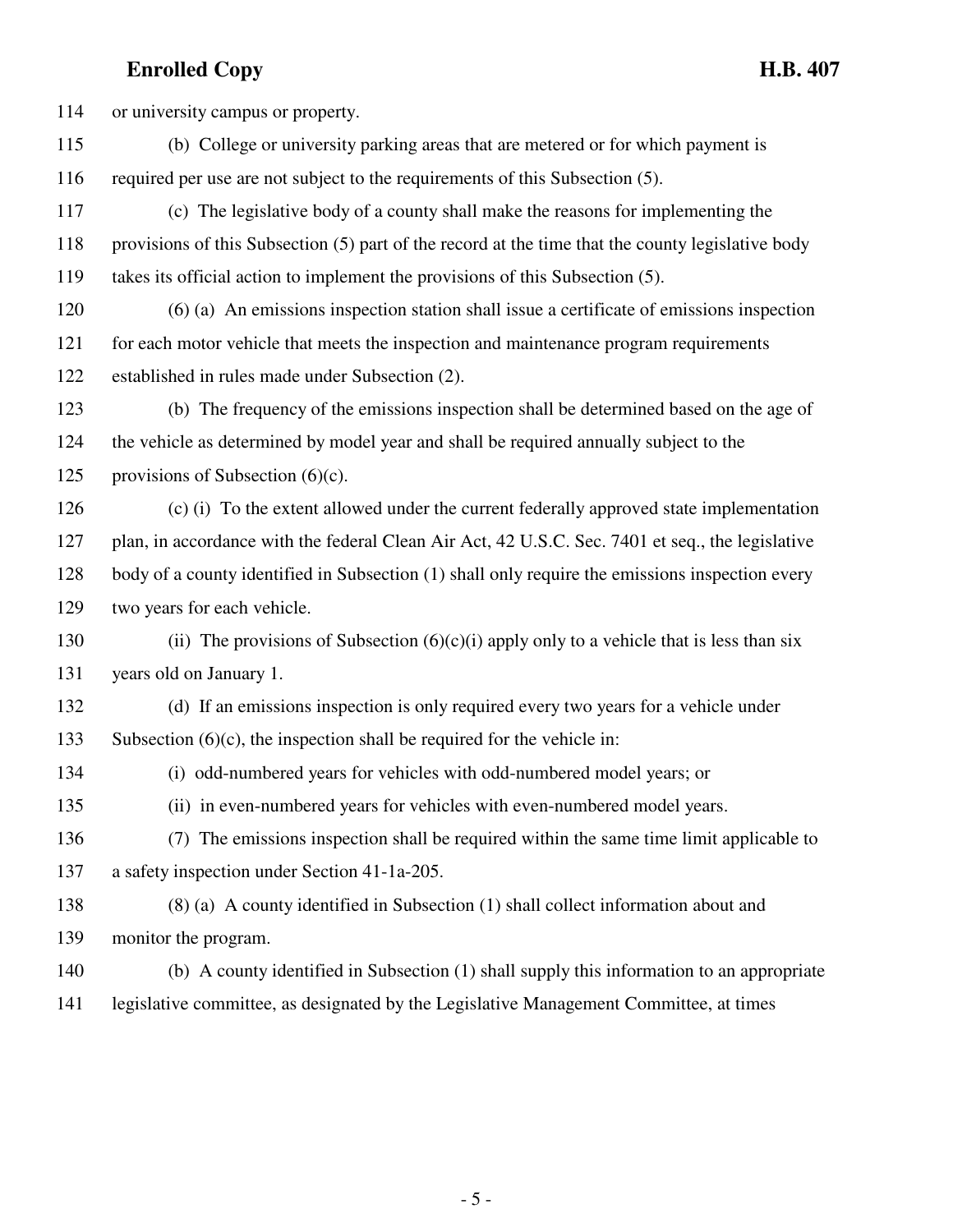or university campus or property.

(b) College or university parking areas that are metered or for which payment is required per use are not subject to the requirements of this Subsection (5).

(c) The legislative body of a county shall make the reasons for implementing the provisions of this Subsection (5) part of the record at the time that the county legislative body takes its official action to implement the provisions of this Subsection (5).

(6) (a) An emissions inspection station shall issue a certificate of emissions inspection for each motor vehicle that meets the inspection and maintenance program requirements established in rules made under Subsection (2).

(b) The frequency of the emissions inspection shall be determined based on the age of the vehicle as determined by model year and shall be required annually subject to the provisions of Subsection (6)(c).

(c) (i) To the extent allowed under the current federally approved state implementation plan, in accordance with the federal Clean Air Act, 42 U.S.C. Sec. 7401 et seq., the legislative body of a county identified in Subsection (1) shall only require the emissions inspection every two years for each vehicle.

(ii) The provisions of Subsection (6)(c)(i) apply only to a vehicle that is less than six years old on January 1.

(d) If an emissions inspection is only required every two years for a vehicle under Subsection (6)(c), the inspection shall be required for the vehicle in:

(i) odd-numbered years for vehicles with odd-numbered model years; or

(ii) in even-numbered years for vehicles with even-numbered model years.

(7) The emissions inspection shall be required within the same time limit applicable to a safety inspection under Section 41-1a-205.

(8) (a) A county identified in Subsection (1) shall collect information about and monitor the program.

(b) A county identified in Subsection (1) shall supply this information to an appropriate legislative committee, as designated by the Legislative Management Committee, at times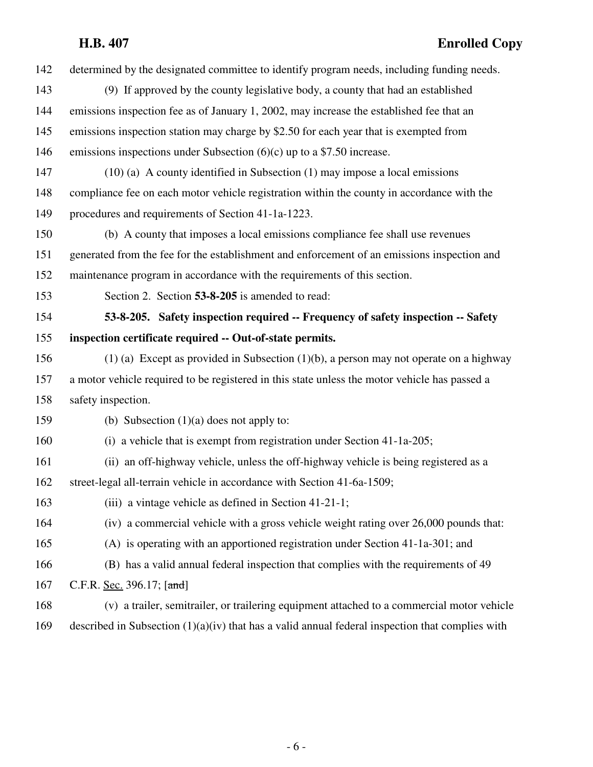142 determined by the designated committee to identify program needs, including funding needs.

143 (9) If approved by the county legislative body, a county that had an established
144 emissions inspection fee as of January 1, 2002, may increase the established fee that an
145 emissions inspection station may charge by $2.50 for each year that is exempted from
146 emissions inspections under Subsection (6)(c) up to a $7.50 increase.

147 (10) (a) A county identified in Subsection (1) may impose a local emissions
148 compliance fee on each motor vehicle registration within the county in accordance with the
149 procedures and requirements of Section 41-1a-1223.

150 (b) A county that imposes a local emissions compliance fee shall use revenues
151 generated from the fee for the establishment and enforcement of an emissions inspection and
152 maintenance program in accordance with the requirements of this section.

153 Section 2. Section **53-8-205** is amended to read:

154 **53-8-205. Safety inspection required -- Frequency of safety inspection -- Safety**
155 **inspection certificate required -- Out-of-state permits.**

156 (1) (a) Except as provided in Subsection (1)(b), a person may not operate on a highway
157 a motor vehicle required to be registered in this state unless the motor vehicle has passed a
158 safety inspection.

159 (b) Subsection (1)(a) does not apply to:

160 (i) a vehicle that is exempt from registration under Section 41-1a-205;

161 (ii) an off-highway vehicle, unless the off-highway vehicle is being registered as a
162 street-legal all-terrain vehicle in accordance with Section 41-6a-1509;

163 (iii) a vintage vehicle as defined in Section 41-21-1;

164 (iv) a commercial vehicle with a gross vehicle weight rating over 26,000 pounds that:

165 (A) is operating with an apportioned registration under Section 41-1a-301; and

166 (B) has a valid annual federal inspection that complies with the requirements of 49
167 C.F.R. Sec. 396.17; [~~and~~]

168 (v) a trailer, semitrailer, or trailering equipment attached to a commercial motor vehicle
169 described in Subsection (1)(a)(iv) that has a valid annual federal inspection that complies with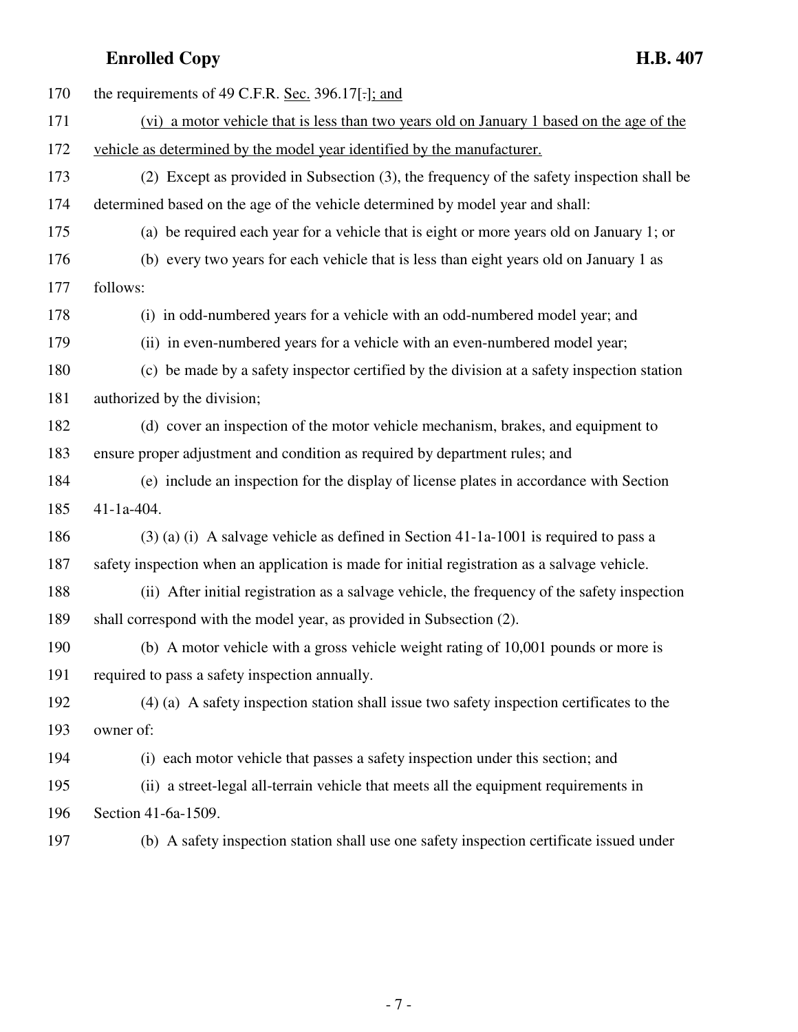170 the requirements of 49 C.F.R. <u>Sec.</u> 396.17[.]<u>; and</u>

171 <u>(vi) a motor vehicle that is less than two years old on January 1 based on the age of the</u>

172 <u>vehicle as determined by the model year identified by the manufacturer.</u>

173 (2) Except as provided in Subsection (3), the frequency of the safety inspection shall be

174 determined based on the age of the vehicle determined by model year and shall:

175 (a) be required each year for a vehicle that is eight or more years old on January 1; or

176 (b) every two years for each vehicle that is less than eight years old on January 1 as

177 follows:

178 (i) in odd-numbered years for a vehicle with an odd-numbered model year; and

179 (ii) in even-numbered years for a vehicle with an even-numbered model year;

180 (c) be made by a safety inspector certified by the division at a safety inspection station

181 authorized by the division;

182 (d) cover an inspection of the motor vehicle mechanism, brakes, and equipment to

183 ensure proper adjustment and condition as required by department rules; and

184 (e) include an inspection for the display of license plates in accordance with Section

185 41-1a-404.

186 (3) (a) (i) A salvage vehicle as defined in Section 41-1a-1001 is required to pass a

187 safety inspection when an application is made for initial registration as a salvage vehicle.

188 (ii) After initial registration as a salvage vehicle, the frequency of the safety inspection

189 shall correspond with the model year, as provided in Subsection (2).

190 (b) A motor vehicle with a gross vehicle weight rating of 10,001 pounds or more is

191 required to pass a safety inspection annually.

192 (4) (a) A safety inspection station shall issue two safety inspection certificates to the

193 owner of:

194 (i) each motor vehicle that passes a safety inspection under this section; and

195 (ii) a street-legal all-terrain vehicle that meets all the equipment requirements in

196 Section 41-6a-1509.

197 (b) A safety inspection station shall use one safety inspection certificate issued under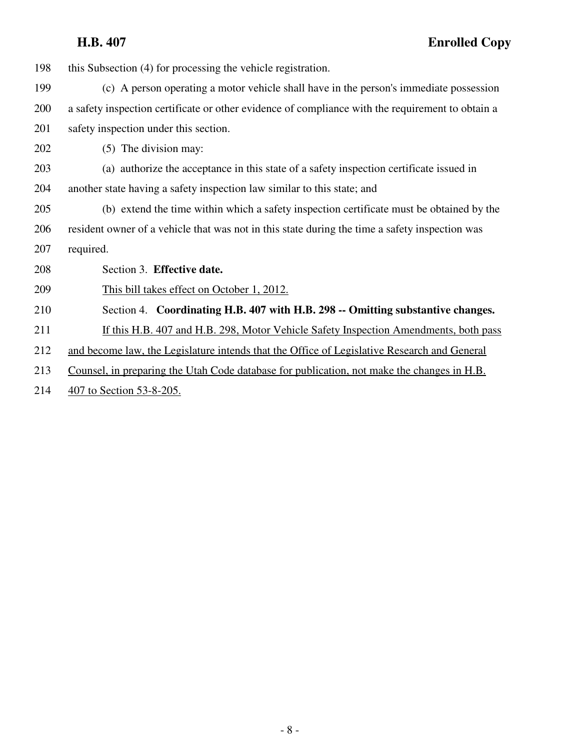this Subsection (4) for processing the vehicle registration.

(c) A person operating a motor vehicle shall have in the person's immediate possession a safety inspection certificate or other evidence of compliance with the requirement to obtain a safety inspection under this section.

(5) The division may:

(a) authorize the acceptance in this state of a safety inspection certificate issued in another state having a safety inspection law similar to this state; and

(b) extend the time within which a safety inspection certificate must be obtained by the resident owner of a vehicle that was not in this state during the time a safety inspection was required.

Section 3. **Effective date.**

This bill takes effect on October 1, 2012.

Section 4. **Coordinating H.B. 407 with H.B. 298 -- Omitting substantive changes.**

If this H.B. 407 and H.B. 298, Motor Vehicle Safety Inspection Amendments, both pass and become law, the Legislature intends that the Office of Legislative Research and General Counsel, in preparing the Utah Code database for publication, not make the changes in H.B. 407 to Section 53-8-205.